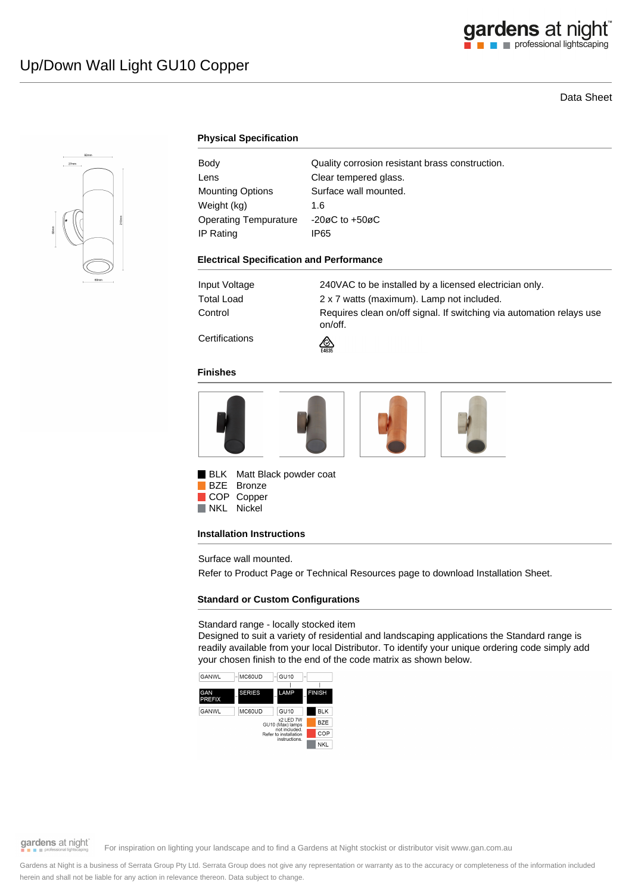# Up/Down Wall Light GU10 Copper

Data Sheet

## Physical Specification

| | |
|---|---|
| Body | Quality corrosion resistant brass construction. |
| Lens | Clear tempered glass. |
| Mounting Options | Surface wall mounted. |
| Weight (kg) | 1.6 |
| Operating Tempurature | -20øC to +50øC |
| IP Rating | IP65 |

## Electrical Specification and Performance

| | |
|---|---|
| Input Voltage | 240VAC to be installed by a licensed electrician only. |
| Total Load | 2 x 7 watts (maximum). Lamp not included. |
| Control | Requires clean on/off signal. If switching via automation relays use on/off. |
| Certifications | E4635 |

## Finishes

- BLK Matt Black powder coat
- BZE Bronze
- COP Copper
- NKL Nickel

## Installation Instructions

Surface wall mounted.

Refer to Product Page or Technical Resources page to download Installation Sheet.

## Standard or Custom Configurations

Standard range - locally stocked item

Designed to suit a variety of residential and landscaping applications the Standard range is readily available from your local Distributor. To identify your unique ordering code simply add your chosen finish to the end of the code matrix as shown below.

| GANWL | MC60UD | GU10 | |
|---|---|---|---|
| GAN PREFIX | SERIES | LAMP | FINISH |
| GANWL | MC60UD | GU10 | BLK |
| | | x2 LED 7W GU10 (Max) lamps not included. Refer to installation instructions. | BZE |
| | | | COP |
| | | | NKL |

For inspiration on lighting your landscape and to find a Gardens at Night stockist or distributor visit www.gan.com.au

Gardens at Night is a business of Serrata Group Pty Ltd. Serrata Group does not give any representation or warranty as to the accuracy or completeness of the information included herein and shall not be liable for any action in relevance thereon. Data subject to change.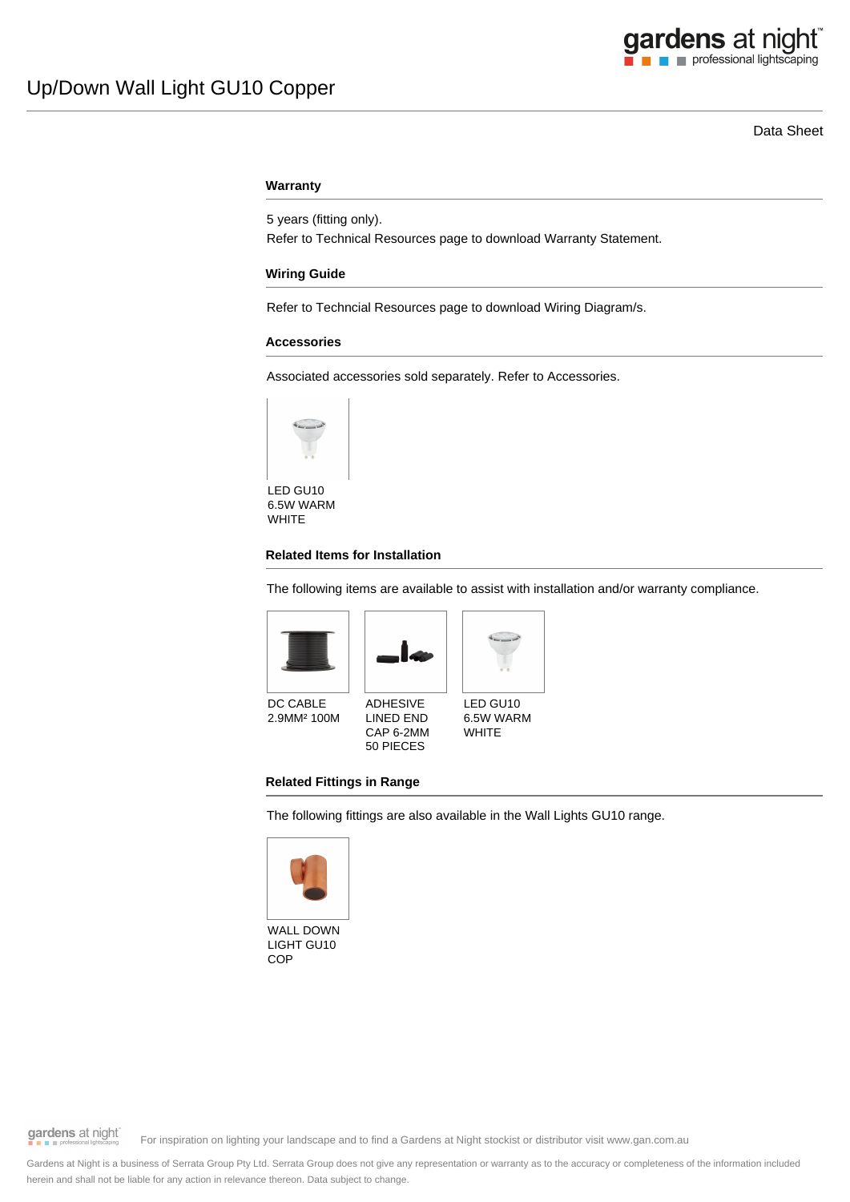# Up/Down Wall Light GU10 Copper

Data Sheet

### Warranty

5 years (fitting only).
Refer to Technical Resources page to download Warranty Statement.

### Wiring Guide

Refer to Techncial Resources page to download Wiring Diagram/s.

### Accessories

Associated accessories sold separately. Refer to Accessories.

LED GU10 6.5W WARM WHITE

### Related Items for Installation

The following items are available to assist with installation and/or warranty compliance.

DC CABLE 2.9MM² 100M

ADHESIVE LINED END CAP 6-2MM 50 PIECES

LED GU10 6.5W WARM WHITE

### Related Fittings in Range

The following fittings are also available in the Wall Lights GU10 range.

WALL DOWN LIGHT GU10 COP

For inspiration on lighting your landscape and to find a Gardens at Night stockist or distributor visit www.gan.com.au

Gardens at Night is a business of Serrata Group Pty Ltd. Serrata Group does not give any representation or warranty as to the accuracy or completeness of the information included herein and shall not be liable for any action in relevance thereon. Data subject to change.